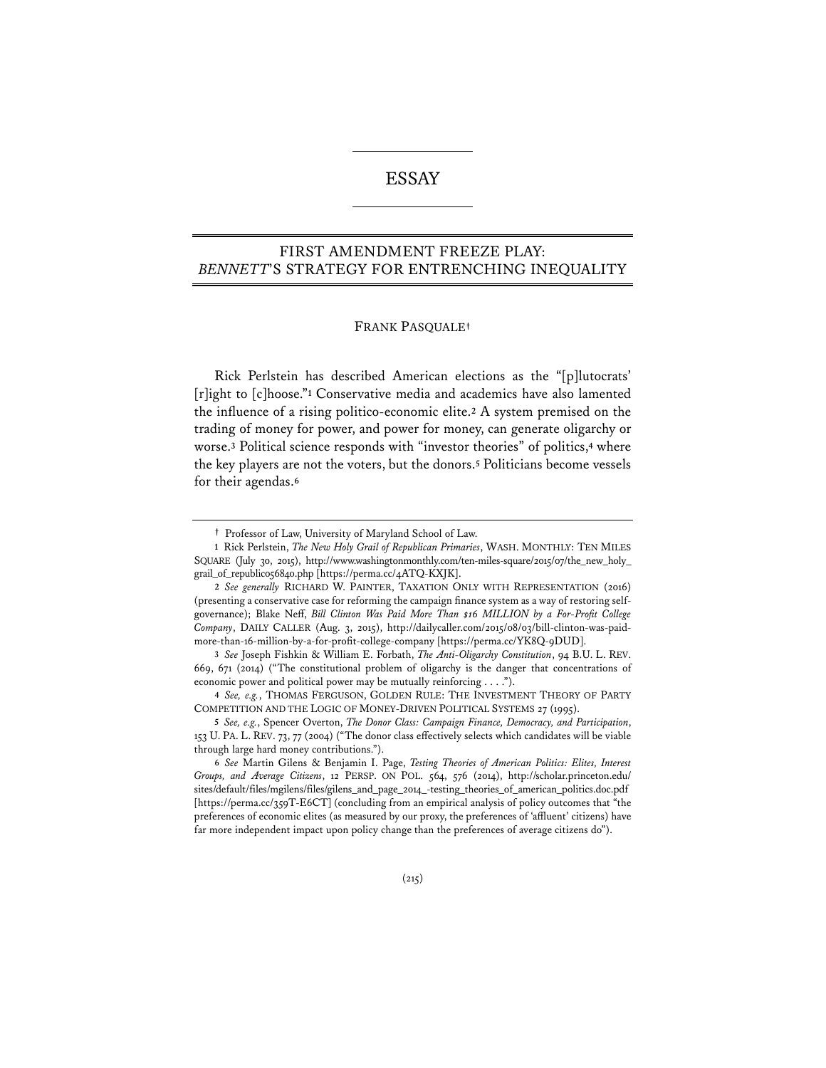# ESSAY

## FIRST AMENDMENT FREEZE PLAY: *BENNETT*'S STRATEGY FOR ENTRENCHING INEQUALITY

FRANK PASQUALE†

Rick Perlstein has described American elections as the "[p]lutocrats' [r]ight to [c]hoose."[1] Conservative media and academics have also lamented the influence of a rising politico-economic elite.[2] A system premised on the trading of money for power, and power for money, can generate oligarchy or worse.[3] Political science responds with "investor theories" of politics,[4] where the key players are not the voters, but the donors.[5] Politicians become vessels for their agendas.[6]

---

† Professor of Law, University of Maryland School of Law.

1 Rick Perlstein, *The New Holy Grail of Republican Primaries*, WASH. MONTHLY: TEN MILES SQUARE (July 30, 2015), http://www.washingtonmonthly.com/ten-miles-square/2015/07/the_new_holy_grail_of_republic056840.php [https://perma.cc/4ATQ-KXJK].

2 *See generally* RICHARD W. PAINTER, TAXATION ONLY WITH REPRESENTATION (2016) (presenting a conservative case for reforming the campaign finance system as a way of restoring self-governance); Blake Neff, *Bill Clinton Was Paid More Than $16 MILLION by a For-Profit College Company*, DAILY CALLER (Aug. 3, 2015), http://dailycaller.com/2015/08/03/bill-clinton-was-paid-more-than-16-million-by-a-for-profit-college-company [https://perma.cc/YK8Q-9DUD].

3 *See* Joseph Fishkin & William E. Forbath, *The Anti-Oligarchy Constitution*, 94 B.U. L. REV. 669, 671 (2014) ("The constitutional problem of oligarchy is the danger that concentrations of economic power and political power may be mutually reinforcing . . . .").

4 *See, e.g.*, THOMAS FERGUSON, GOLDEN RULE: THE INVESTMENT THEORY OF PARTY COMPETITION AND THE LOGIC OF MONEY-DRIVEN POLITICAL SYSTEMS 27 (1995).

5 *See, e.g.*, Spencer Overton, *The Donor Class: Campaign Finance, Democracy, and Participation*, 153 U. PA. L. REV. 73, 77 (2004) ("The donor class effectively selects which candidates will be viable through large hard money contributions.").

6 *See* Martin Gilens & Benjamin I. Page, *Testing Theories of American Politics: Elites, Interest Groups, and Average Citizens*, 12 PERSP. ON POL. 564, 576 (2014), http://scholar.princeton.edu/sites/default/files/mgilens/files/gilens_and_page_2014_-testing_theories_of_american_politics.doc.pdf [https://perma.cc/359T-E6CT] (concluding from an empirical analysis of policy outcomes that "the preferences of economic elites (as measured by our proxy, the preferences of 'affluent' citizens) have far more independent impact upon policy change than the preferences of average citizens do").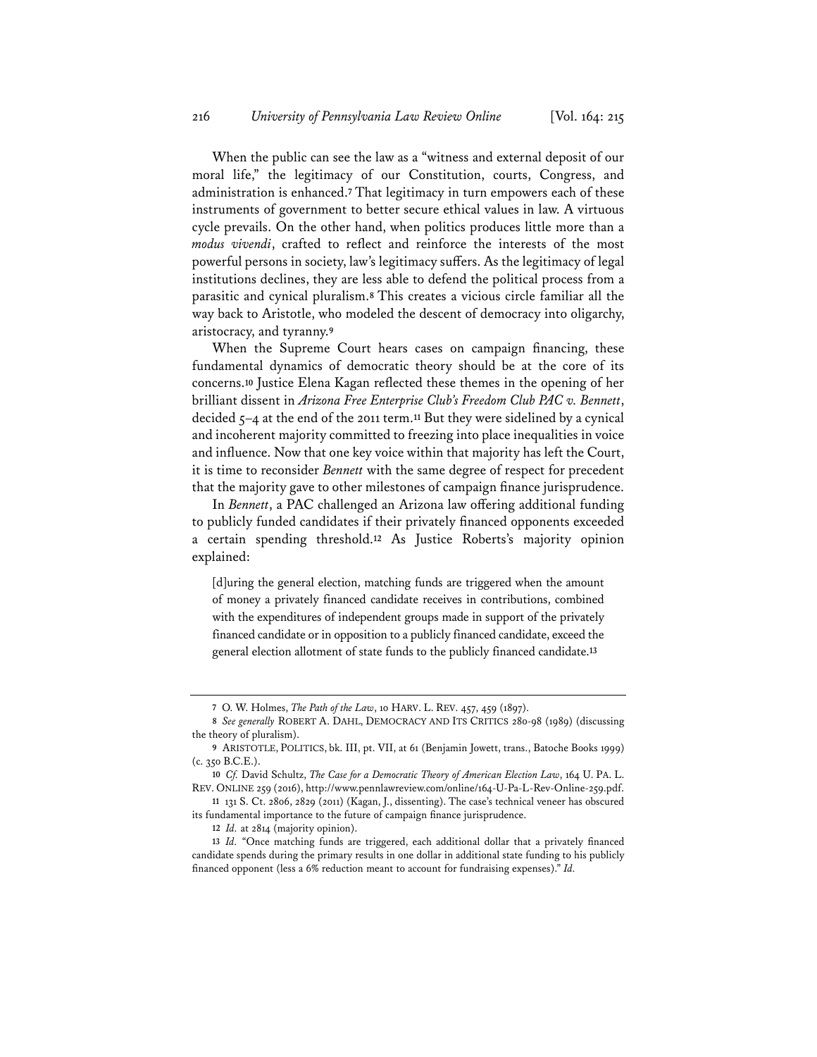When the public can see the law as a "witness and external deposit of our moral life," the legitimacy of our Constitution, courts, Congress, and administration is enhanced.[7] That legitimacy in turn empowers each of these instruments of government to better secure ethical values in law. A virtuous cycle prevails. On the other hand, when politics produces little more than a *modus vivendi*, crafted to reflect and reinforce the interests of the most powerful persons in society, law's legitimacy suffers. As the legitimacy of legal institutions declines, they are less able to defend the political process from a parasitic and cynical pluralism.[8] This creates a vicious circle familiar all the way back to Aristotle, who modeled the descent of democracy into oligarchy, aristocracy, and tyranny.[9]

When the Supreme Court hears cases on campaign financing, these fundamental dynamics of democratic theory should be at the core of its concerns.[10] Justice Elena Kagan reflected these themes in the opening of her brilliant dissent in *Arizona Free Enterprise Club's Freedom Club PAC v. Bennett*, decided 5–4 at the end of the 2011 term.[11] But they were sidelined by a cynical and incoherent majority committed to freezing into place inequalities in voice and influence. Now that one key voice within that majority has left the Court, it is time to reconsider *Bennett* with the same degree of respect for precedent that the majority gave to other milestones of campaign finance jurisprudence.

In *Bennett*, a PAC challenged an Arizona law offering additional funding to publicly funded candidates if their privately financed opponents exceeded a certain spending threshold.[12] As Justice Roberts's majority opinion explained:

> [d]uring the general election, matching funds are triggered when the amount of money a privately financed candidate receives in contributions, combined with the expenditures of independent groups made in support of the privately financed candidate or in opposition to a publicly financed candidate, exceed the general election allotment of state funds to the publicly financed candidate.[13]

---

7 O. W. Holmes, *The Path of the Law*, 10 HARV. L. REV. 457, 459 (1897).

8 *See generally* ROBERT A. DAHL, DEMOCRACY AND ITS CRITICS 280-98 (1989) (discussing the theory of pluralism).

9 ARISTOTLE, POLITICS, bk. III, pt. VII, at 61 (Benjamin Jowett, trans., Batoche Books 1999) (c. 350 B.C.E.).

10 *Cf.* David Schultz, *The Case for a Democratic Theory of American Election Law*, 164 U. PA. L. REV. ONLINE 259 (2016), http://www.pennlawreview.com/online/164-U-Pa-L-Rev-Online-259.pdf.

11 131 S. Ct. 2806, 2829 (2011) (Kagan, J., dissenting). The case's technical veneer has obscured its fundamental importance to the future of campaign finance jurisprudence.

12 *Id.* at 2814 (majority opinion).

13 *Id.* "Once matching funds are triggered, each additional dollar that a privately financed candidate spends during the primary results in one dollar in additional state funding to his publicly financed opponent (less a 6% reduction meant to account for fundraising expenses)." *Id.*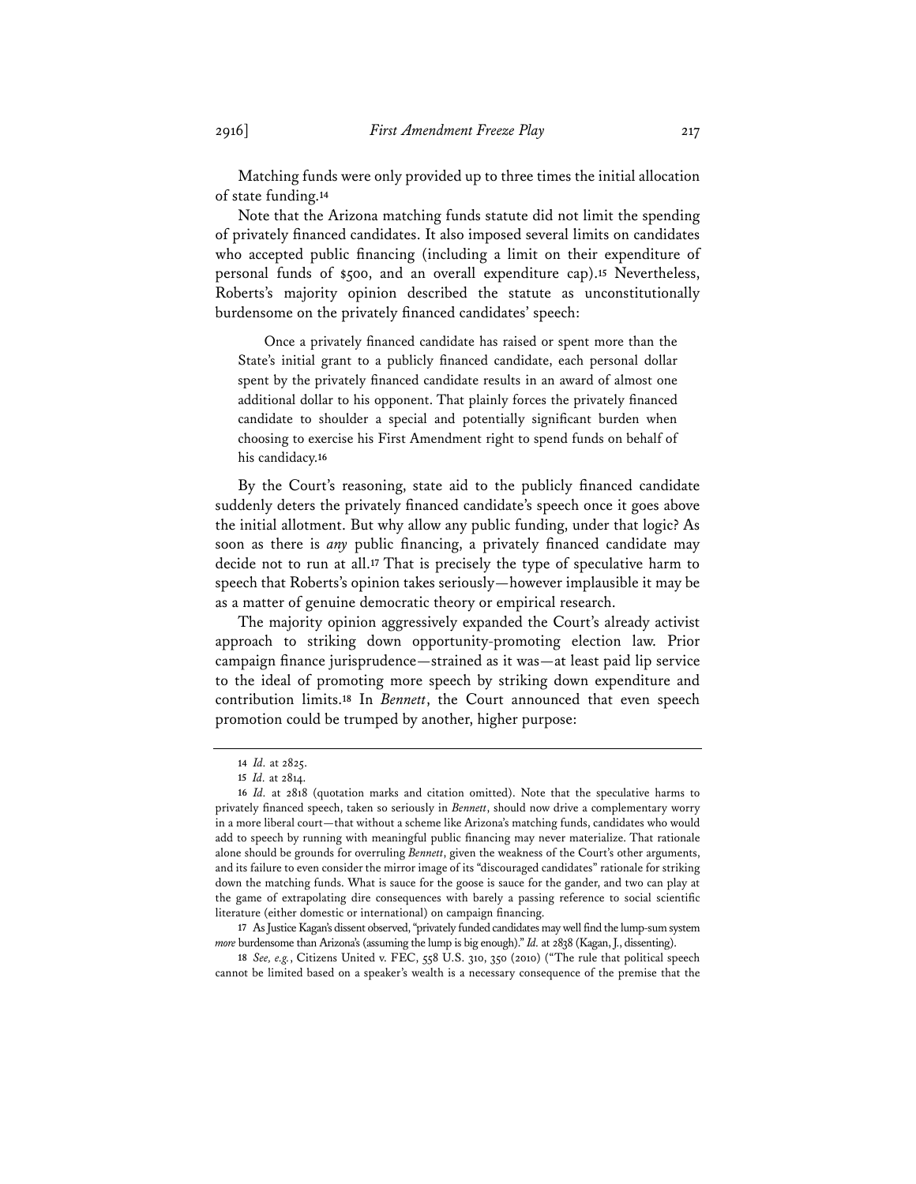Matching funds were only provided up to three times the initial allocation of state funding.[14]

Note that the Arizona matching funds statute did not limit the spending of privately financed candidates. It also imposed several limits on candidates who accepted public financing (including a limit on their expenditure of personal funds of $500, and an overall expenditure cap).[15] Nevertheless, Roberts's majority opinion described the statute as unconstitutionally burdensome on the privately financed candidates' speech:

> Once a privately financed candidate has raised or spent more than the State's initial grant to a publicly financed candidate, each personal dollar spent by the privately financed candidate results in an award of almost one additional dollar to his opponent. That plainly forces the privately financed candidate to shoulder a special and potentially significant burden when choosing to exercise his First Amendment right to spend funds on behalf of his candidacy.[16]

By the Court's reasoning, state aid to the publicly financed candidate suddenly deters the privately financed candidate's speech once it goes above the initial allotment. But why allow any public funding, under that logic? As soon as there is *any* public financing, a privately financed candidate may decide not to run at all.[17] That is precisely the type of speculative harm to speech that Roberts's opinion takes seriously—however implausible it may be as a matter of genuine democratic theory or empirical research.

The majority opinion aggressively expanded the Court's already activist approach to striking down opportunity-promoting election law. Prior campaign finance jurisprudence—strained as it was—at least paid lip service to the ideal of promoting more speech by striking down expenditure and contribution limits.[18] In *Bennett*, the Court announced that even speech promotion could be trumped by another, higher purpose:

---

14 *Id.* at 2825.

15 *Id.* at 2814.

16 *Id.* at 2818 (quotation marks and citation omitted). Note that the speculative harms to privately financed speech, taken so seriously in *Bennett*, should now drive a complementary worry in a more liberal court—that without a scheme like Arizona's matching funds, candidates who would add to speech by running with meaningful public financing may never materialize. That rationale alone should be grounds for overruling *Bennett*, given the weakness of the Court's other arguments, and its failure to even consider the mirror image of its "discouraged candidates" rationale for striking down the matching funds. What is sauce for the goose is sauce for the gander, and two can play at the game of extrapolating dire consequences with barely a passing reference to social scientific literature (either domestic or international) on campaign financing.

17 As Justice Kagan's dissent observed, "privately funded candidates may well find the lump-sum system *more* burdensome than Arizona's (assuming the lump is big enough)." *Id.* at 2838 (Kagan, J., dissenting).

18 *See, e.g.*, Citizens United v. FEC, 558 U.S. 310, 350 (2010) ("The rule that political speech cannot be limited based on a speaker's wealth is a necessary consequence of the premise that the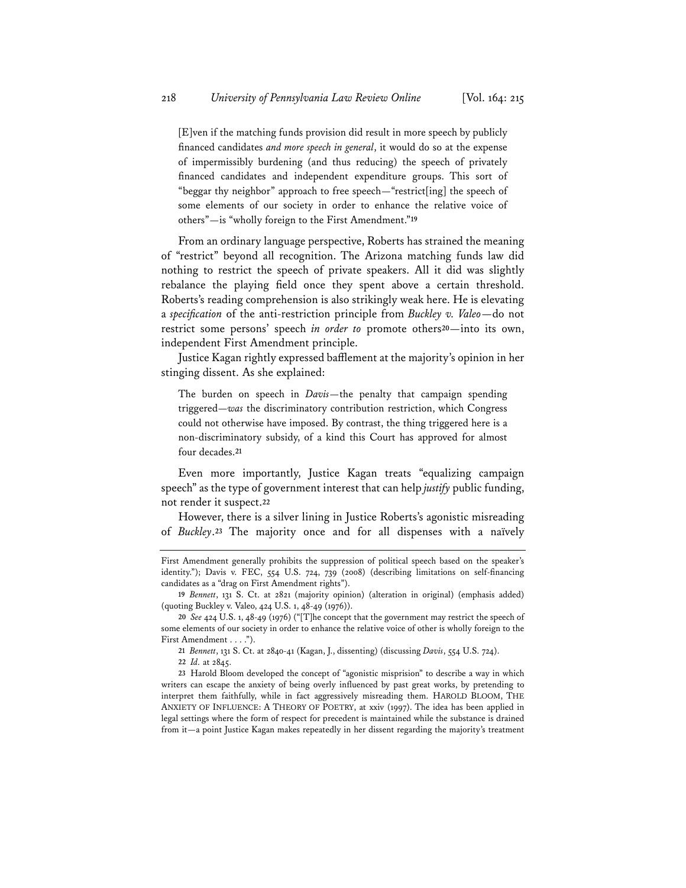> [E]ven if the matching funds provision did result in more speech by publicly financed candidates *and more speech in general*, it would do so at the expense of impermissibly burdening (and thus reducing) the speech of privately financed candidates and independent expenditure groups. This sort of "beggar thy neighbor" approach to free speech—"restrict[ing] the speech of some elements of our society in order to enhance the relative voice of others"—is "wholly foreign to the First Amendment."[19]

From an ordinary language perspective, Roberts has strained the meaning of "restrict" beyond all recognition. The Arizona matching funds law did nothing to restrict the speech of private speakers. All it did was slightly rebalance the playing field once they spent above a certain threshold. Roberts's reading comprehension is also strikingly weak here. He is elevating a *specification* of the anti-restriction principle from *Buckley v. Valeo*—do not restrict some persons' speech *in order to* promote others[20]—into its own, independent First Amendment principle.

Justice Kagan rightly expressed bafflement at the majority's opinion in her stinging dissent. As she explained:

> The burden on speech in *Davis*—the penalty that campaign spending triggered—*was* the discriminatory contribution restriction, which Congress could not otherwise have imposed. By contrast, the thing triggered here is a non-discriminatory subsidy, of a kind this Court has approved for almost four decades.[21]

Even more importantly, Justice Kagan treats "equalizing campaign speech" as the type of government interest that can help *justify* public funding, not render it suspect.[22]

However, there is a silver lining in Justice Roberts's agonistic misreading of *Buckley*.[23] The majority once and for all dispenses with a naïvely

---

First Amendment generally prohibits the suppression of political speech based on the speaker's identity."); Davis v. FEC, 554 U.S. 724, 739 (2008) (describing limitations on self-financing candidates as a "drag on First Amendment rights").

19 *Bennett*, 131 S. Ct. at 2821 (majority opinion) (alteration in original) (emphasis added) (quoting Buckley v. Valeo, 424 U.S. 1, 48-49 (1976)).

20 *See* 424 U.S. 1, 48-49 (1976) ("[T]he concept that the government may restrict the speech of some elements of our society in order to enhance the relative voice of other is wholly foreign to the First Amendment . . . .").

21 *Bennett*, 131 S. Ct. at 2840-41 (Kagan, J., dissenting) (discussing *Davis*, 554 U.S. 724).

22 *Id.* at 2845.

23 Harold Bloom developed the concept of "agonistic misprision" to describe a way in which writers can escape the anxiety of being overly influenced by past great works, by pretending to interpret them faithfully, while in fact aggressively misreading them. HAROLD BLOOM, THE ANXIETY OF INFLUENCE: A THEORY OF POETRY, at xxiv (1997). The idea has been applied in legal settings where the form of respect for precedent is maintained while the substance is drained from it—a point Justice Kagan makes repeatedly in her dissent regarding the majority's treatment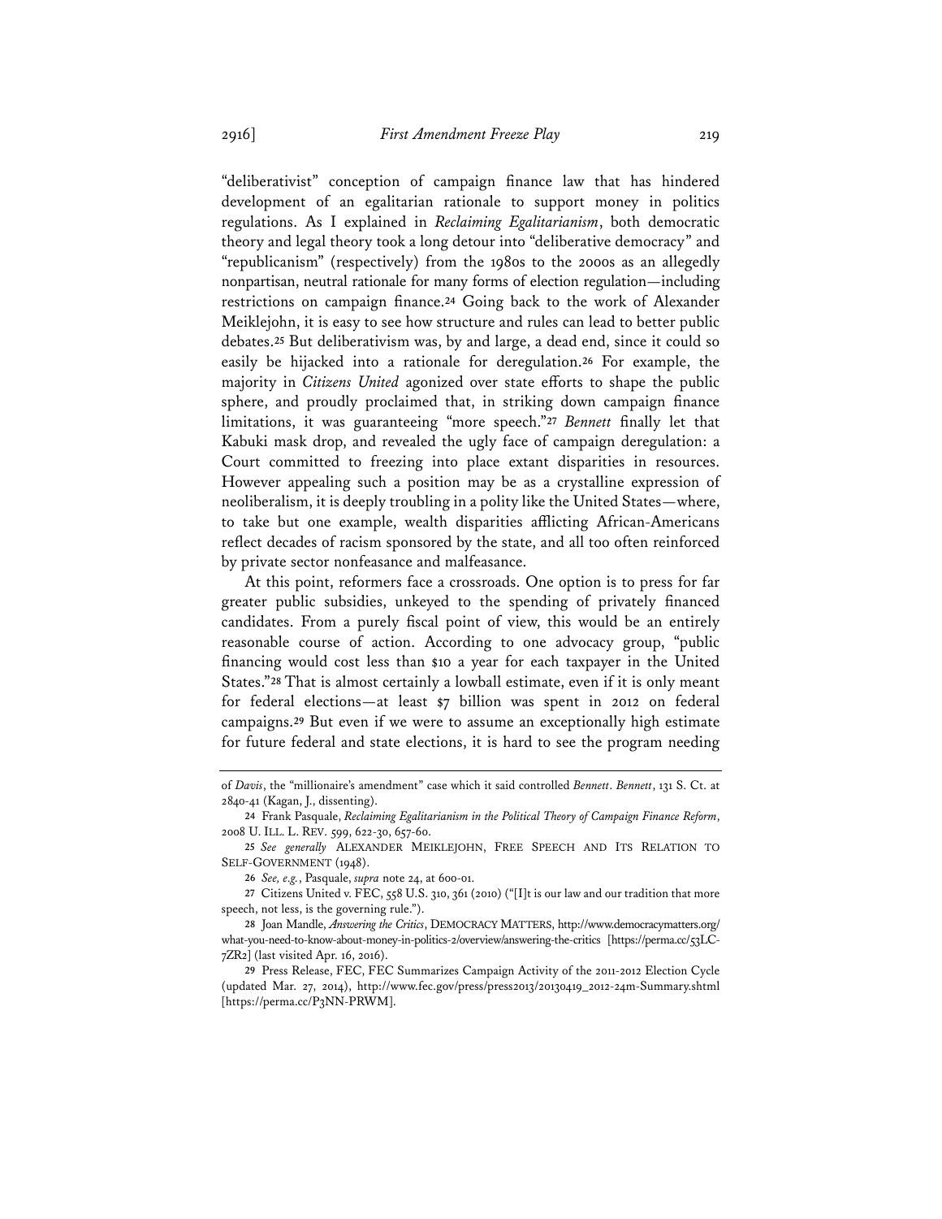"deliberativist" conception of campaign finance law that has hindered development of an egalitarian rationale to support money in politics regulations. As I explained in *Reclaiming Egalitarianism*, both democratic theory and legal theory took a long detour into "deliberative democracy" and "republicanism" (respectively) from the 1980s to the 2000s as an allegedly nonpartisan, neutral rationale for many forms of election regulation—including restrictions on campaign finance.[24] Going back to the work of Alexander Meiklejohn, it is easy to see how structure and rules can lead to better public debates.[25] But deliberativism was, by and large, a dead end, since it could so easily be hijacked into a rationale for deregulation.[26] For example, the majority in *Citizens United* agonized over state efforts to shape the public sphere, and proudly proclaimed that, in striking down campaign finance limitations, it was guaranteeing "more speech."[27] *Bennett* finally let that Kabuki mask drop, and revealed the ugly face of campaign deregulation: a Court committed to freezing into place extant disparities in resources. However appealing such a position may be as a crystalline expression of neoliberalism, it is deeply troubling in a polity like the United States—where, to take but one example, wealth disparities afflicting African-Americans reflect decades of racism sponsored by the state, and all too often reinforced by private sector nonfeasance and malfeasance.

At this point, reformers face a crossroads. One option is to press for far greater public subsidies, unkeyed to the spending of privately financed candidates. From a purely fiscal point of view, this would be an entirely reasonable course of action. According to one advocacy group, "public financing would cost less than $10 a year for each taxpayer in the United States."[28] That is almost certainly a lowball estimate, even if it is only meant for federal elections—at least $7 billion was spent in 2012 on federal campaigns.[29] But even if we were to assume an exceptionally high estimate for future federal and state elections, it is hard to see the program needing

---

of *Davis*, the "millionaire's amendment" case which it said controlled *Bennett*. *Bennett*, 131 S. Ct. at 2840-41 (Kagan, J., dissenting).

24 Frank Pasquale, *Reclaiming Egalitarianism in the Political Theory of Campaign Finance Reform*, 2008 U. ILL. L. REV. 599, 622-30, 657-60.

25 *See generally* ALEXANDER MEIKLEJOHN, FREE SPEECH AND ITS RELATION TO SELF-GOVERNMENT (1948).

26 *See, e.g.*, Pasquale, *supra* note 24, at 600-01.

27 Citizens United v. FEC, 558 U.S. 310, 361 (2010) ("[I]t is our law and our tradition that more speech, not less, is the governing rule.").

28 Joan Mandle, *Answering the Critics*, DEMOCRACY MATTERS, http://www.democracymatters.org/what-you-need-to-know-about-money-in-politics-2/overview/answering-the-critics [https://perma.cc/53LC-7ZR2] (last visited Apr. 16, 2016).

29 Press Release, FEC, FEC Summarizes Campaign Activity of the 2011-2012 Election Cycle (updated Mar. 27, 2014), http://www.fec.gov/press/press2013/20130419_2012-24m-Summary.shtml [https://perma.cc/P3NN-PRWM].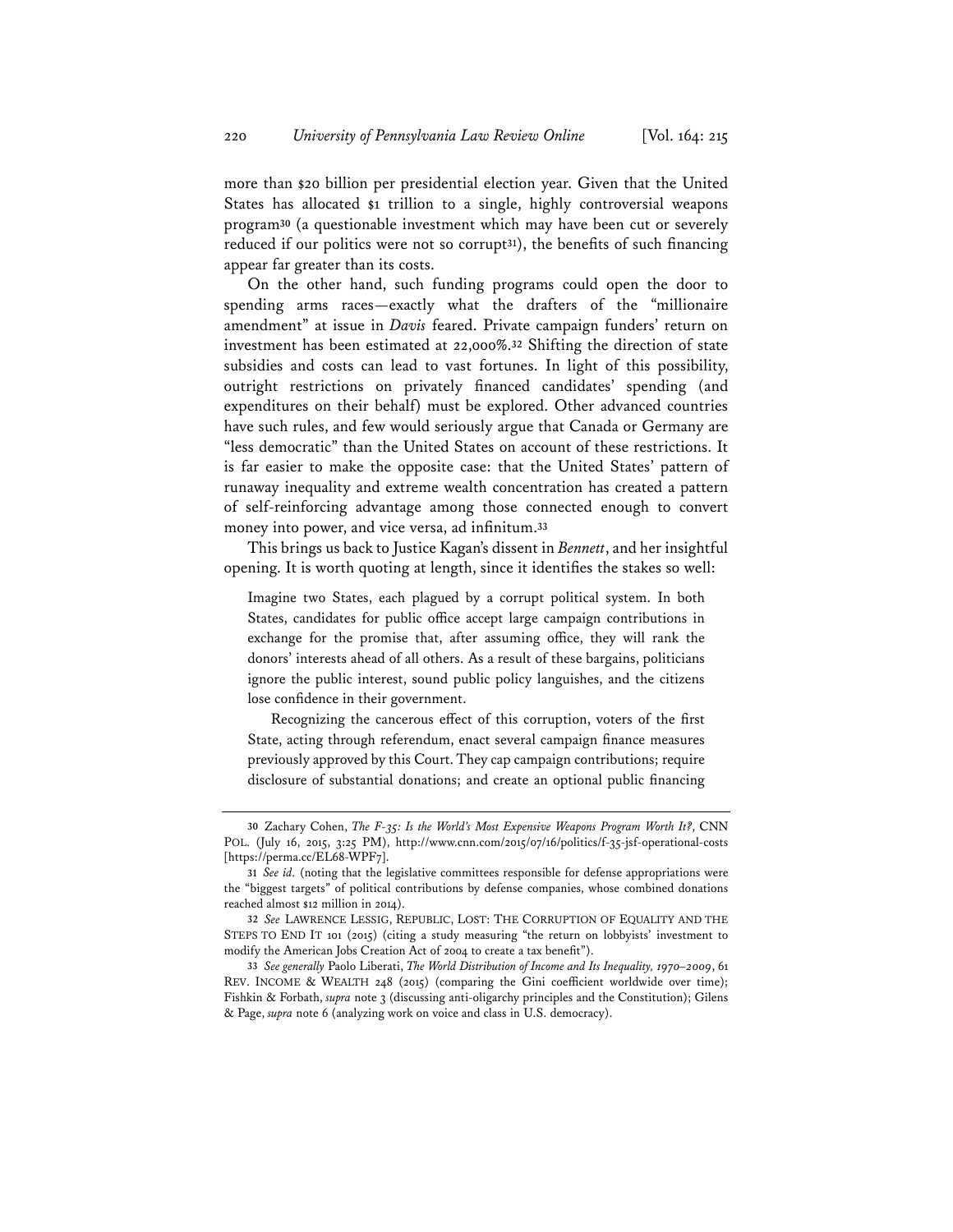more than $20 billion per presidential election year. Given that the United States has allocated $1 trillion to a single, highly controversial weapons program[30] (a questionable investment which may have been cut or severely reduced if our politics were not so corrupt[31]), the benefits of such financing appear far greater than its costs.

On the other hand, such funding programs could open the door to spending arms races—exactly what the drafters of the "millionaire amendment" at issue in *Davis* feared. Private campaign funders' return on investment has been estimated at 22,000%.[32] Shifting the direction of state subsidies and costs can lead to vast fortunes. In light of this possibility, outright restrictions on privately financed candidates' spending (and expenditures on their behalf) must be explored. Other advanced countries have such rules, and few would seriously argue that Canada or Germany are "less democratic" than the United States on account of these restrictions. It is far easier to make the opposite case: that the United States' pattern of runaway inequality and extreme wealth concentration has created a pattern of self-reinforcing advantage among those connected enough to convert money into power, and vice versa, ad infinitum.[33]

This brings us back to Justice Kagan's dissent in *Bennett*, and her insightful opening. It is worth quoting at length, since it identifies the stakes so well:

> Imagine two States, each plagued by a corrupt political system. In both States, candidates for public office accept large campaign contributions in exchange for the promise that, after assuming office, they will rank the donors' interests ahead of all others. As a result of these bargains, politicians ignore the public interest, sound public policy languishes, and the citizens lose confidence in their government.
>
> Recognizing the cancerous effect of this corruption, voters of the first State, acting through referendum, enact several campaign finance measures previously approved by this Court. They cap campaign contributions; require disclosure of substantial donations; and create an optional public financing

---

30 Zachary Cohen, *The F-35: Is the World's Most Expensive Weapons Program Worth It?*, CNN POL. (July 16, 2015, 3:25 PM), http://www.cnn.com/2015/07/16/politics/f-35-jsf-operational-costs [https://perma.cc/EL68-WPF7].

31 *See id.* (noting that the legislative committees responsible for defense appropriations were the "biggest targets" of political contributions by defense companies, whose combined donations reached almost $12 million in 2014).

32 *See* LAWRENCE LESSIG, REPUBLIC, LOST: THE CORRUPTION OF EQUALITY AND THE STEPS TO END IT 101 (2015) (citing a study measuring "the return on lobbyists' investment to modify the American Jobs Creation Act of 2004 to create a tax benefit").

33 *See generally* Paolo Liberati, *The World Distribution of Income and Its Inequality, 1970–2009*, 61 REV. INCOME & WEALTH 248 (2015) (comparing the Gini coefficient worldwide over time); Fishkin & Forbath, *supra* note 3 (discussing anti-oligarchy principles and the Constitution); Gilens & Page, *supra* note 6 (analyzing work on voice and class in U.S. democracy).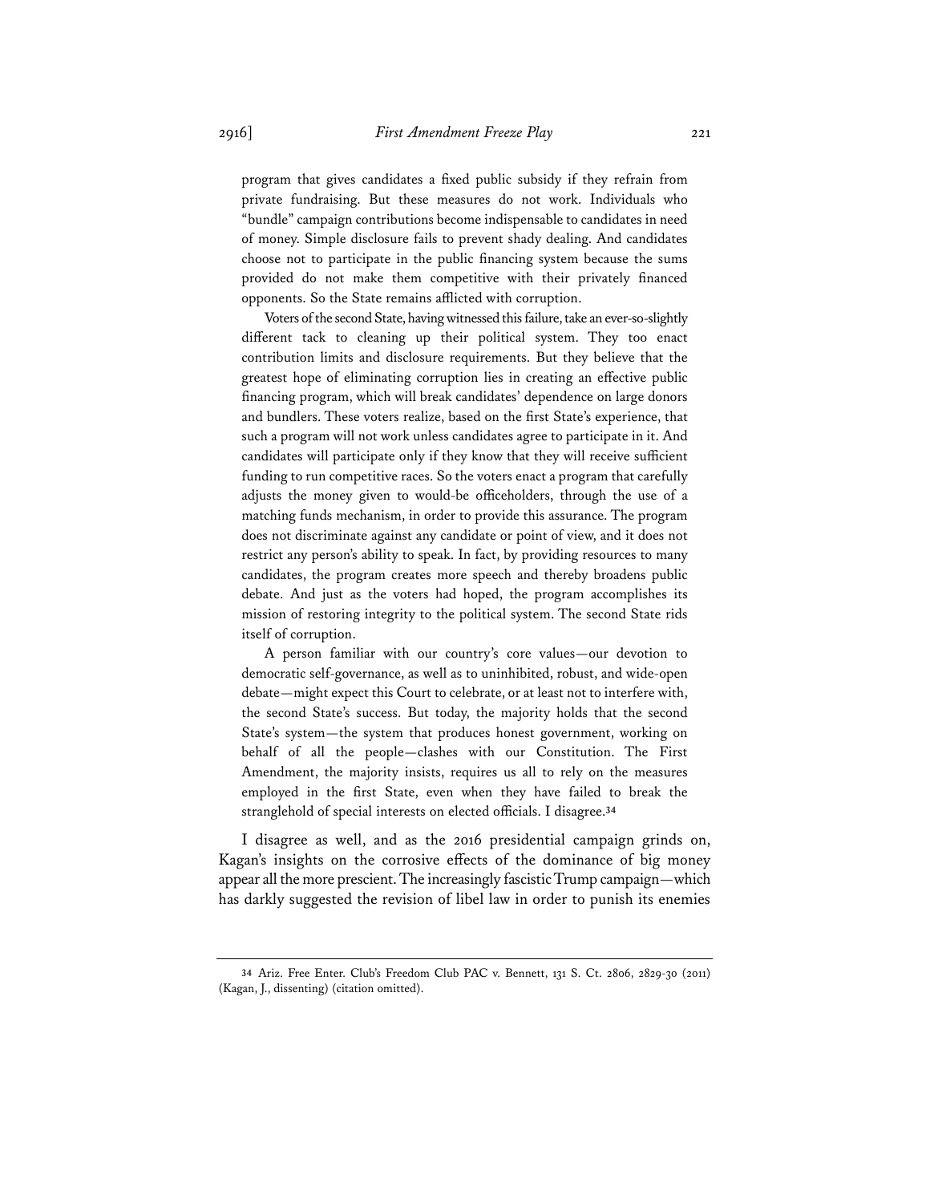program that gives candidates a fixed public subsidy if they refrain from private fundraising. But these measures do not work. Individuals who "bundle" campaign contributions become indispensable to candidates in need of money. Simple disclosure fails to prevent shady dealing. And candidates choose not to participate in the public financing system because the sums provided do not make them competitive with their privately financed opponents. So the State remains afflicted with corruption.

> Voters of the second State, having witnessed this failure, take an ever-so-slightly different tack to cleaning up their political system. They too enact contribution limits and disclosure requirements. But they believe that the greatest hope of eliminating corruption lies in creating an effective public financing program, which will break candidates' dependence on large donors and bundlers. These voters realize, based on the first State's experience, that such a program will not work unless candidates agree to participate in it. And candidates will participate only if they know that they will receive sufficient funding to run competitive races. So the voters enact a program that carefully adjusts the money given to would-be officeholders, through the use of a matching funds mechanism, in order to provide this assurance. The program does not discriminate against any candidate or point of view, and it does not restrict any person's ability to speak. In fact, by providing resources to many candidates, the program creates more speech and thereby broadens public debate. And just as the voters had hoped, the program accomplishes its mission of restoring integrity to the political system. The second State rids itself of corruption.
>
> A person familiar with our country's core values—our devotion to democratic self-governance, as well as to uninhibited, robust, and wide-open debate—might expect this Court to celebrate, or at least not to interfere with, the second State's success. But today, the majority holds that the second State's system—the system that produces honest government, working on behalf of all the people—clashes with our Constitution. The First Amendment, the majority insists, requires us all to rely on the measures employed in the first State, even when they have failed to break the stranglehold of special interests on elected officials. I disagree.[34]

I disagree as well, and as the 2016 presidential campaign grinds on, Kagan's insights on the corrosive effects of the dominance of big money appear all the more prescient. The increasingly fascistic Trump campaign—which has darkly suggested the revision of libel law in order to punish its enemies

---

[34] Ariz. Free Enter. Club's Freedom Club PAC v. Bennett, 131 S. Ct. 2806, 2829-30 (2011) (Kagan, J., dissenting) (citation omitted).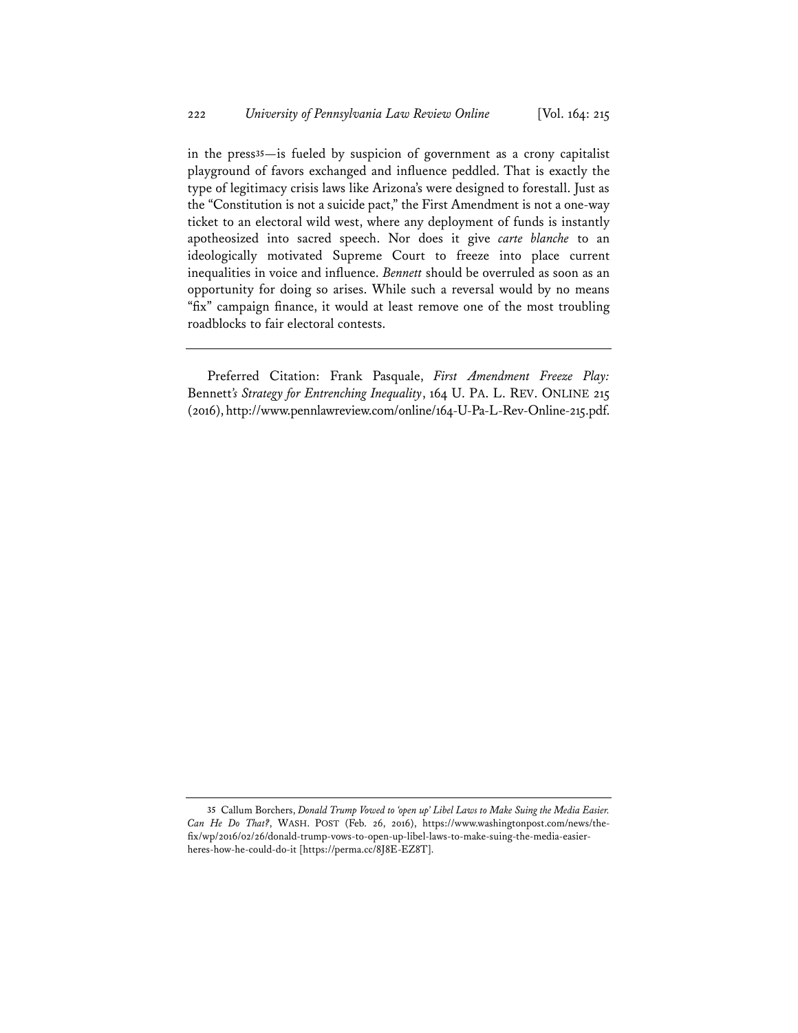in the press[35]—is fueled by suspicion of government as a crony capitalist playground of favors exchanged and influence peddled. That is exactly the type of legitimacy crisis laws like Arizona's were designed to forestall. Just as the "Constitution is not a suicide pact," the First Amendment is not a one-way ticket to an electoral wild west, where any deployment of funds is instantly apotheosized into sacred speech. Nor does it give *carte blanche* to an ideologically motivated Supreme Court to freeze into place current inequalities in voice and influence. *Bennett* should be overruled as soon as an opportunity for doing so arises. While such a reversal would by no means "fix" campaign finance, it would at least remove one of the most troubling roadblocks to fair electoral contests.

---

Preferred Citation: Frank Pasquale, *First Amendment Freeze Play:* Bennett*'s Strategy for Entrenching Inequality*, 164 U. PA. L. REV. ONLINE 215 (2016), http://www.pennlawreview.com/online/164-U-Pa-L-Rev-Online-215.pdf.

---

[35] Callum Borchers, *Donald Trump Vowed to 'open up' Libel Laws to Make Suing the Media Easier. Can He Do That?*, WASH. POST (Feb. 26, 2016), https://www.washingtonpost.com/news/the-fix/wp/2016/02/26/donald-trump-vows-to-open-up-libel-laws-to-make-suing-the-media-easier-heres-how-he-could-do-it [https://perma.cc/8J8E-EZ8T].